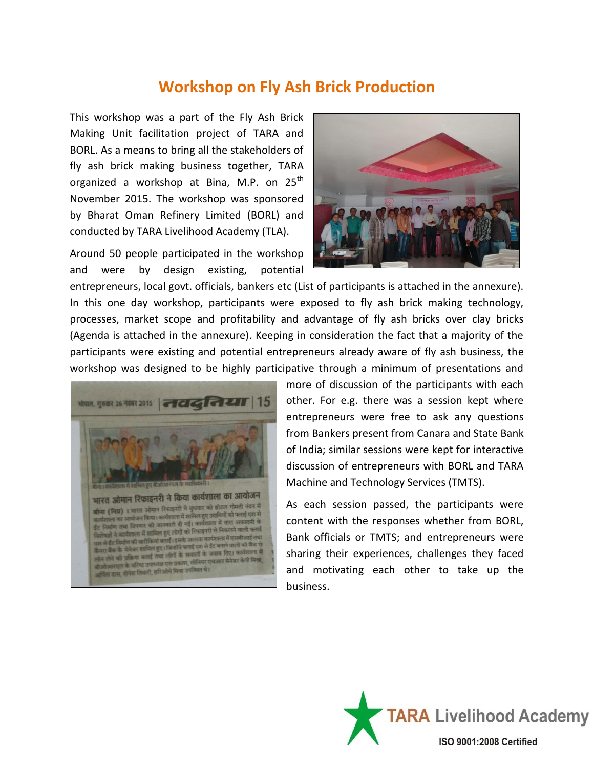# Workshop on Fly Ash Brick Production

This workshop was a part of the Fly Ash Brick Making Unit facilitation project of TARA and BORL. As a means to bring all the stakeholders of fly ash brick making business together, TARA organized a workshop at Bina, M.P. on 25th November 2015. The workshop was sponsored by Bharat Oman Refinery Limited (BORL) and conducted by TARA Livelihood Academy (TLA).

Around 50 people participated in the workshop and were by design existing, potential entrepreneurs, local govt. officials, bankers etc (List of participants is attached in the annexure). In this one day workshop, participants were exposed to fly ash brick making technology, processes, market scope and profitability and advantage of fly ash bricks over clay bricks (Agenda is attached in the annexure). Keeping in consideration the fact that a majority of the participants were existing and potential entrepreneurs already aware of fly ash business, the workshop was designed to be highly participative through a minimum of presentations and more of discussion of the participants with each other. For e.g. there was a session kept where entrepreneurs were free to ask any questions from Bankers present from Canara and State Bank of India; similar sessions were kept for interactive discussion of entrepreneurs with BORL and TARA Machine and Technology Services (TMTS).

As each session passed, the participants were content with the responses whether from BORL, Bank officials or TMTS; and entrepreneurs were sharing their experiences, challenges they faced and motivating each other to take up the business.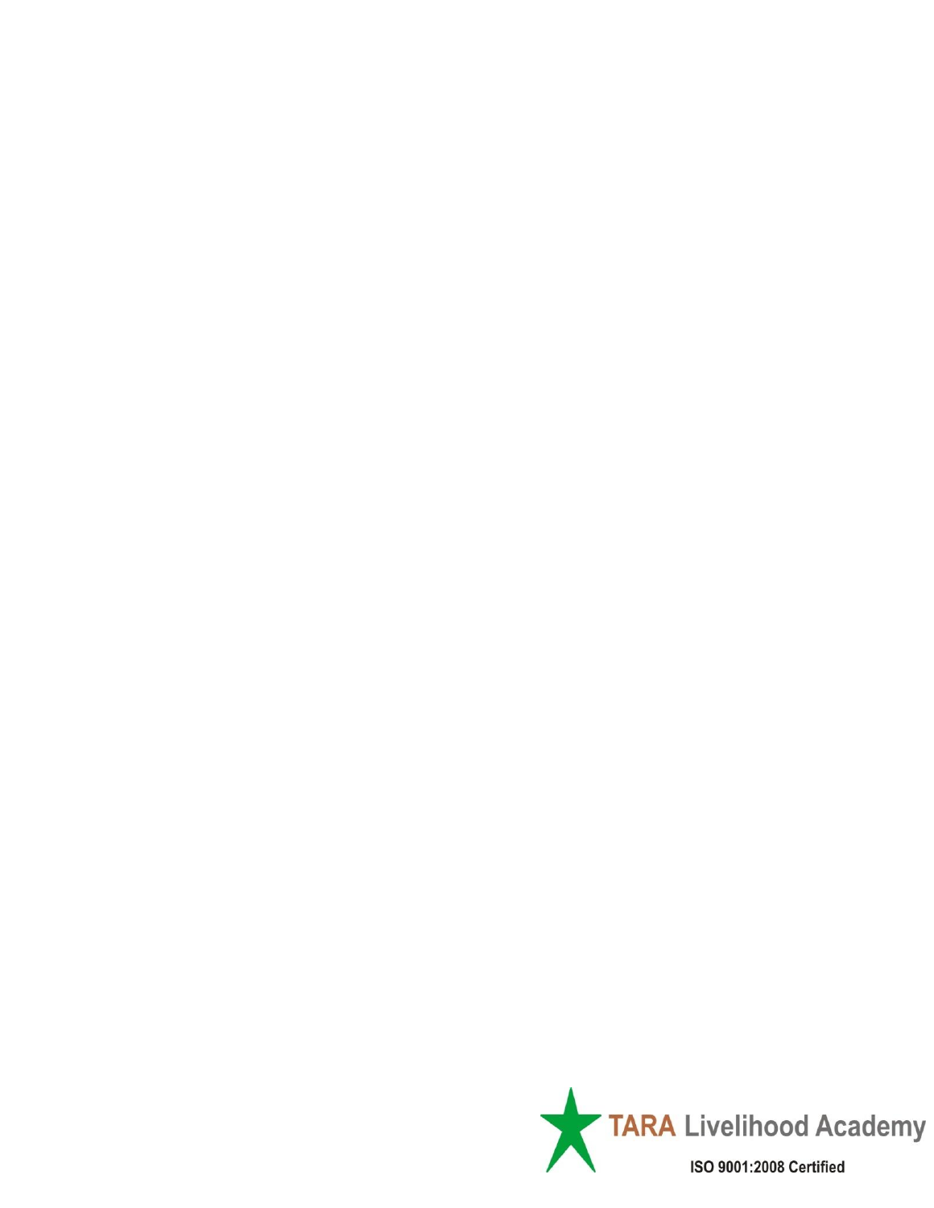TARA Livelihood Academy

ISO 9001:2008 Certified